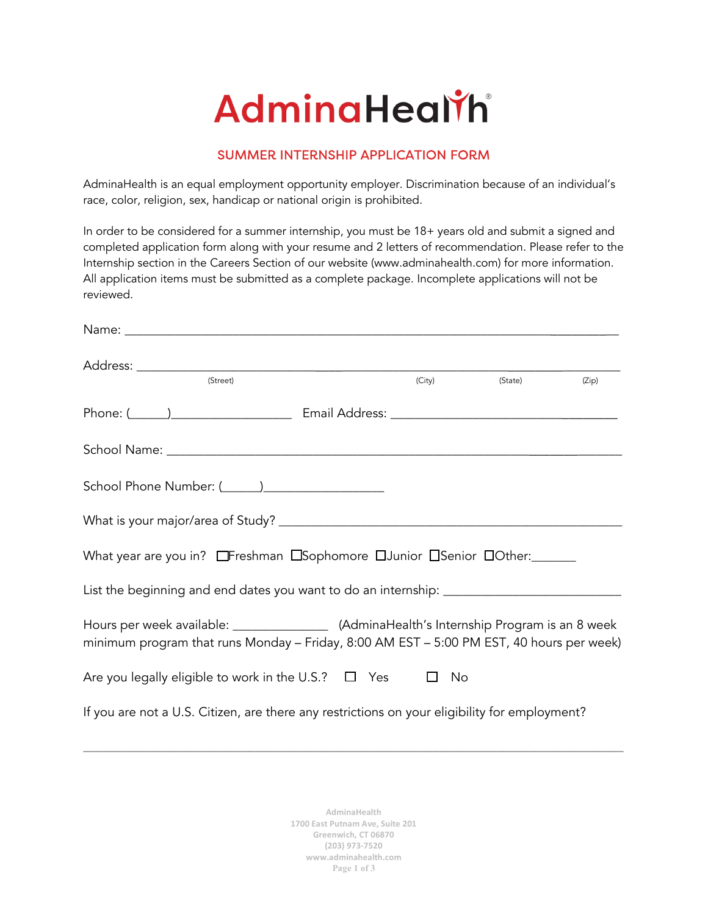# AdminaHealth

## SUMMER INTERNSHIP APPLICATION FORM

AdminaHealth is an equal employment opportunity employer. Discrimination because of an individual's race, color, religion, sex, handicap or national origin is prohibited.

In order to be considered for a summer internship, you must be 18+ years old and submit a signed and completed application form along with your resume and 2 letters of recommendation. Please refer to the Internship section in the Careers Section of our website (www.adminahealth.com) for more information. All application items must be submitted as a complete package. Incomplete applications will not be reviewed.

Name: ______________________________________________________________________

Address: ______________________________________________________________________
(Street) (City) (State) (Zip)

Phone: (______)__________________ Email Address: ___________________________________

School Name: ___________________________________________________________________

School Phone Number: (______)__________________

What is your major/area of Study? _______________________________________________

What year are you in? ☐Freshman ☐Sophomore ☐Junior ☐Senior ☐Other:_______

List the beginning and end dates you want to do an internship: __________________________

Hours per week available: ______________ (AdminaHealth's Internship Program is an 8 week minimum program that runs Monday – Friday, 8:00 AM EST – 5:00 PM EST, 40 hours per week)

Are you legally eligible to work in the U.S.? ☐ Yes ☐ No

If you are not a U.S. Citizen, are there any restrictions on your eligibility for employment?

______________________________________________________________________________

AdminaHealth
1700 East Putnam Ave, Suite 201
Greenwich, CT 06870
(203) 973-7520
www.adminahealth.com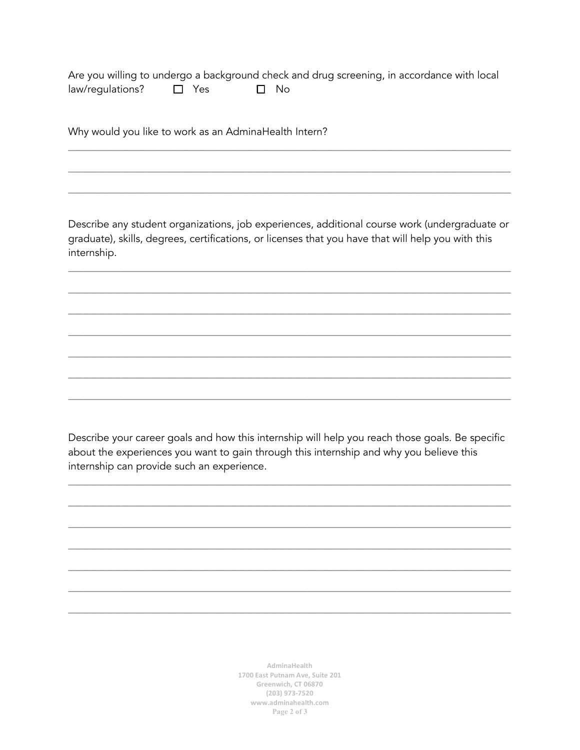Are you willing to undergo a background check and drug screening, in accordance with local law/regulations? ☐ Yes ☐ No

Why would you like to work as an AdminaHealth Intern?

\_\_\_\_\_\_\_\_\_\_\_\_\_\_\_\_\_\_\_\_\_\_\_\_\_\_\_\_\_\_\_\_\_\_\_\_\_\_\_\_\_\_\_\_\_\_\_\_\_\_\_\_\_\_\_\_\_\_\_\_\_\_\_\_\_\_\_\_\_\_\_\_\_\_\_\_\_\_

\_\_\_\_\_\_\_\_\_\_\_\_\_\_\_\_\_\_\_\_\_\_\_\_\_\_\_\_\_\_\_\_\_\_\_\_\_\_\_\_\_\_\_\_\_\_\_\_\_\_\_\_\_\_\_\_\_\_\_\_\_\_\_\_\_\_\_\_\_\_\_\_\_\_\_\_\_\_

\_\_\_\_\_\_\_\_\_\_\_\_\_\_\_\_\_\_\_\_\_\_\_\_\_\_\_\_\_\_\_\_\_\_\_\_\_\_\_\_\_\_\_\_\_\_\_\_\_\_\_\_\_\_\_\_\_\_\_\_\_\_\_\_\_\_\_\_\_\_\_\_\_\_\_\_\_\_

Describe any student organizations, job experiences, additional course work (undergraduate or graduate), skills, degrees, certifications, or licenses that you have that will help you with this internship.

\_\_\_\_\_\_\_\_\_\_\_\_\_\_\_\_\_\_\_\_\_\_\_\_\_\_\_\_\_\_\_\_\_\_\_\_\_\_\_\_\_\_\_\_\_\_\_\_\_\_\_\_\_\_\_\_\_\_\_\_\_\_\_\_\_\_\_\_\_\_\_\_\_\_\_\_\_\_

\_\_\_\_\_\_\_\_\_\_\_\_\_\_\_\_\_\_\_\_\_\_\_\_\_\_\_\_\_\_\_\_\_\_\_\_\_\_\_\_\_\_\_\_\_\_\_\_\_\_\_\_\_\_\_\_\_\_\_\_\_\_\_\_\_\_\_\_\_\_\_\_\_\_\_\_\_\_

\_\_\_\_\_\_\_\_\_\_\_\_\_\_\_\_\_\_\_\_\_\_\_\_\_\_\_\_\_\_\_\_\_\_\_\_\_\_\_\_\_\_\_\_\_\_\_\_\_\_\_\_\_\_\_\_\_\_\_\_\_\_\_\_\_\_\_\_\_\_\_\_\_\_\_\_\_\_

\_\_\_\_\_\_\_\_\_\_\_\_\_\_\_\_\_\_\_\_\_\_\_\_\_\_\_\_\_\_\_\_\_\_\_\_\_\_\_\_\_\_\_\_\_\_\_\_\_\_\_\_\_\_\_\_\_\_\_\_\_\_\_\_\_\_\_\_\_\_\_\_\_\_\_\_\_\_

\_\_\_\_\_\_\_\_\_\_\_\_\_\_\_\_\_\_\_\_\_\_\_\_\_\_\_\_\_\_\_\_\_\_\_\_\_\_\_\_\_\_\_\_\_\_\_\_\_\_\_\_\_\_\_\_\_\_\_\_\_\_\_\_\_\_\_\_\_\_\_\_\_\_\_\_\_\_

\_\_\_\_\_\_\_\_\_\_\_\_\_\_\_\_\_\_\_\_\_\_\_\_\_\_\_\_\_\_\_\_\_\_\_\_\_\_\_\_\_\_\_\_\_\_\_\_\_\_\_\_\_\_\_\_\_\_\_\_\_\_\_\_\_\_\_\_\_\_\_\_\_\_\_\_\_\_

\_\_\_\_\_\_\_\_\_\_\_\_\_\_\_\_\_\_\_\_\_\_\_\_\_\_\_\_\_\_\_\_\_\_\_\_\_\_\_\_\_\_\_\_\_\_\_\_\_\_\_\_\_\_\_\_\_\_\_\_\_\_\_\_\_\_\_\_\_\_\_\_\_\_\_\_\_\_

Describe your career goals and how this internship will help you reach those goals. Be specific about the experiences you want to gain through this internship and why you believe this internship can provide such an experience.

\_\_\_\_\_\_\_\_\_\_\_\_\_\_\_\_\_\_\_\_\_\_\_\_\_\_\_\_\_\_\_\_\_\_\_\_\_\_\_\_\_\_\_\_\_\_\_\_\_\_\_\_\_\_\_\_\_\_\_\_\_\_\_\_\_\_\_\_\_\_\_\_\_\_\_\_\_\_

\_\_\_\_\_\_\_\_\_\_\_\_\_\_\_\_\_\_\_\_\_\_\_\_\_\_\_\_\_\_\_\_\_\_\_\_\_\_\_\_\_\_\_\_\_\_\_\_\_\_\_\_\_\_\_\_\_\_\_\_\_\_\_\_\_\_\_\_\_\_\_\_\_\_\_\_\_\_

\_\_\_\_\_\_\_\_\_\_\_\_\_\_\_\_\_\_\_\_\_\_\_\_\_\_\_\_\_\_\_\_\_\_\_\_\_\_\_\_\_\_\_\_\_\_\_\_\_\_\_\_\_\_\_\_\_\_\_\_\_\_\_\_\_\_\_\_\_\_\_\_\_\_\_\_\_\_

\_\_\_\_\_\_\_\_\_\_\_\_\_\_\_\_\_\_\_\_\_\_\_\_\_\_\_\_\_\_\_\_\_\_\_\_\_\_\_\_\_\_\_\_\_\_\_\_\_\_\_\_\_\_\_\_\_\_\_\_\_\_\_\_\_\_\_\_\_\_\_\_\_\_\_\_\_\_

\_\_\_\_\_\_\_\_\_\_\_\_\_\_\_\_\_\_\_\_\_\_\_\_\_\_\_\_\_\_\_\_\_\_\_\_\_\_\_\_\_\_\_\_\_\_\_\_\_\_\_\_\_\_\_\_\_\_\_\_\_\_\_\_\_\_\_\_\_\_\_\_\_\_\_\_\_\_

\_\_\_\_\_\_\_\_\_\_\_\_\_\_\_\_\_\_\_\_\_\_\_\_\_\_\_\_\_\_\_\_\_\_\_\_\_\_\_\_\_\_\_\_\_\_\_\_\_\_\_\_\_\_\_\_\_\_\_\_\_\_\_\_\_\_\_\_\_\_\_\_\_\_\_\_\_\_

\_\_\_\_\_\_\_\_\_\_\_\_\_\_\_\_\_\_\_\_\_\_\_\_\_\_\_\_\_\_\_\_\_\_\_\_\_\_\_\_\_\_\_\_\_\_\_\_\_\_\_\_\_\_\_\_\_\_\_\_\_\_\_\_\_\_\_\_\_\_\_\_\_\_\_\_\_\_

AdminaHealth
1700 East Putnam Ave, Suite 201
Greenwich, CT 06870
(203) 973-7520
www.adminahealth.com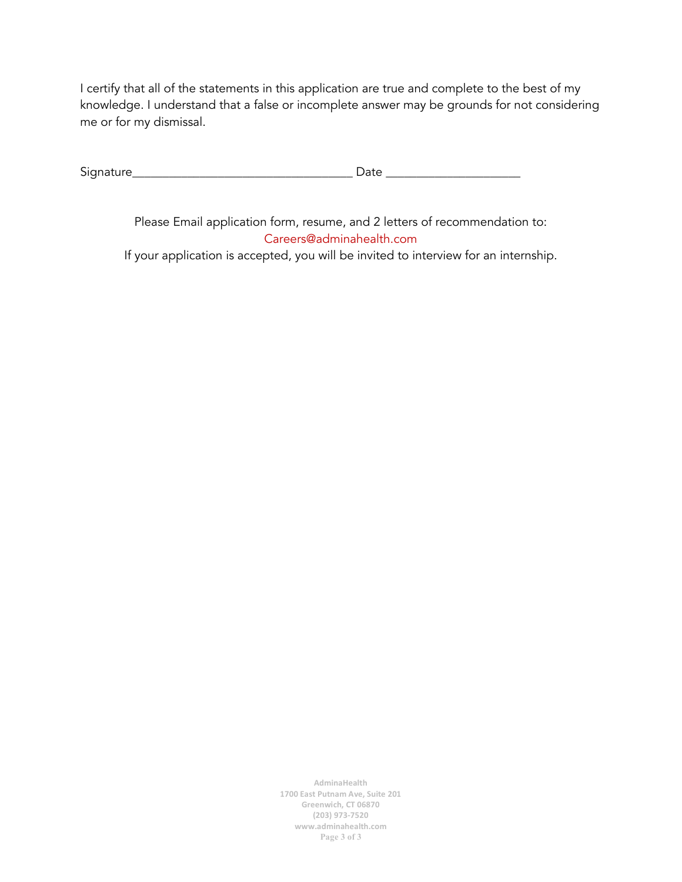I certify that all of the statements in this application are true and complete to the best of my knowledge. I understand that a false or incomplete answer may be grounds for not considering me or for my dismissal.

Signature__________________________________ Date ____________________

Please Email application form, resume, and 2 letters of recommendation to:
Careers@adminahealth.com
If your application is accepted, you will be invited to interview for an internship.